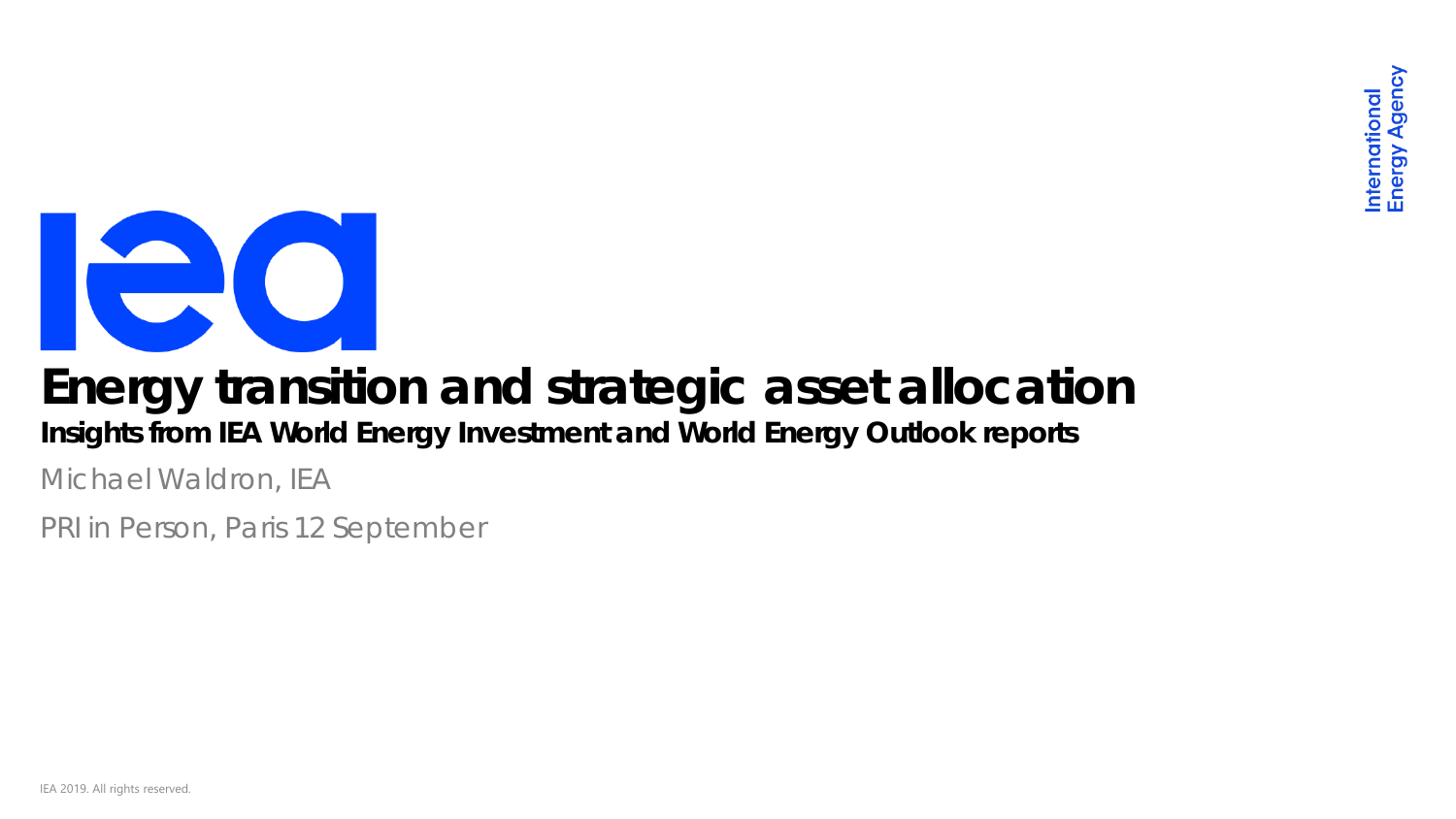# Energy transition and strategic asset allocation

**Insights from IEA World Energy Investment and World Energy Outlook reports**

Michael Waldron, IEA

PRI in Person, Paris 12 September

IEA 2019. All rights reserved.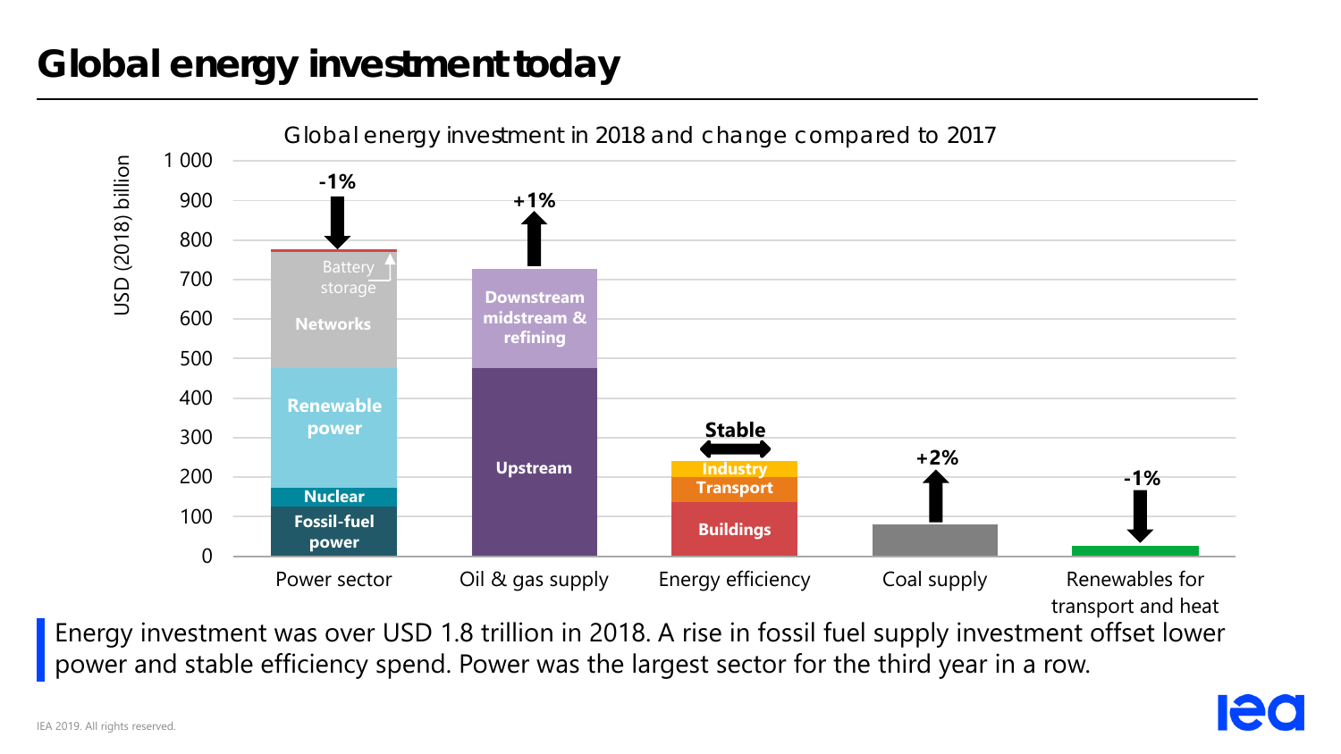# Global energy investment today

Global energy investment in 2018 and change compared to 2017

USD (2018) billion

1 000
900
800
700
600
500
400
300
200
100
0

-1%
Battery storage
Networks
Renewable power
Nuclear
Fossil-fuel power
Power sector

+1%
Downstream midstream & refining
Upstream
Oil & gas supply

Stable
Industry
Transport
Buildings
Energy efficiency

+2%
Coal supply

-1%
Renewables for transport and heat

Energy investment was over USD 1.8 trillion in 2018. A rise in fossil fuel supply investment offset lower power and stable efficiency spend. Power was the largest sector for the third year in a row.

IEA 2019. All rights reserved.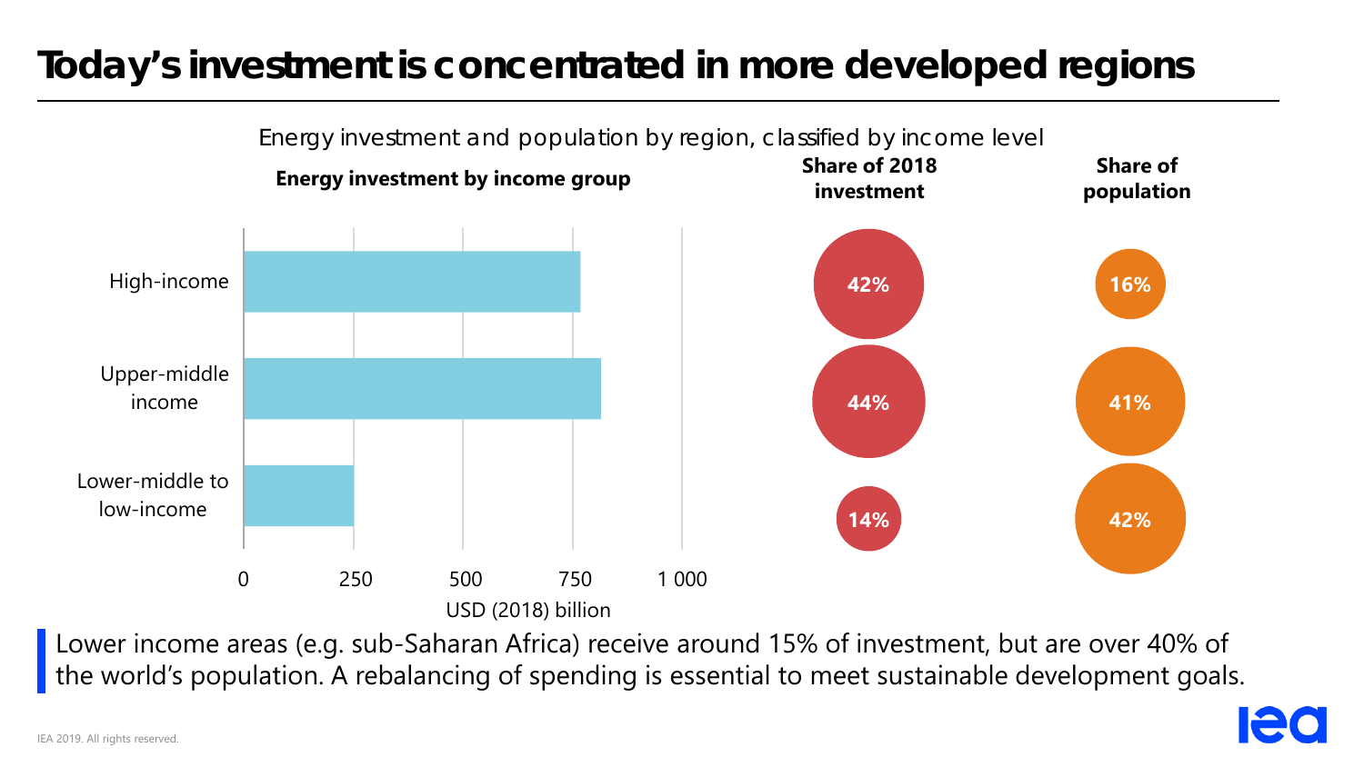# Today's investment is concentrated in more developed regions

Energy investment and population by region, classified by income level

**Energy investment by income group**

High-income

Upper-middle income

Lower-middle to low-income

0
250
500
750
1 000

USD (2018) billion

**Share of 2018 investment**

42%

44%

14%

**Share of population**

16%

41%

42%

Lower income areas (e.g. sub-Saharan Africa) receive around 15% of investment, but are over 40% of the world's population. A rebalancing of spending is essential to meet sustainable development goals.

IEA 2019. All rights reserved.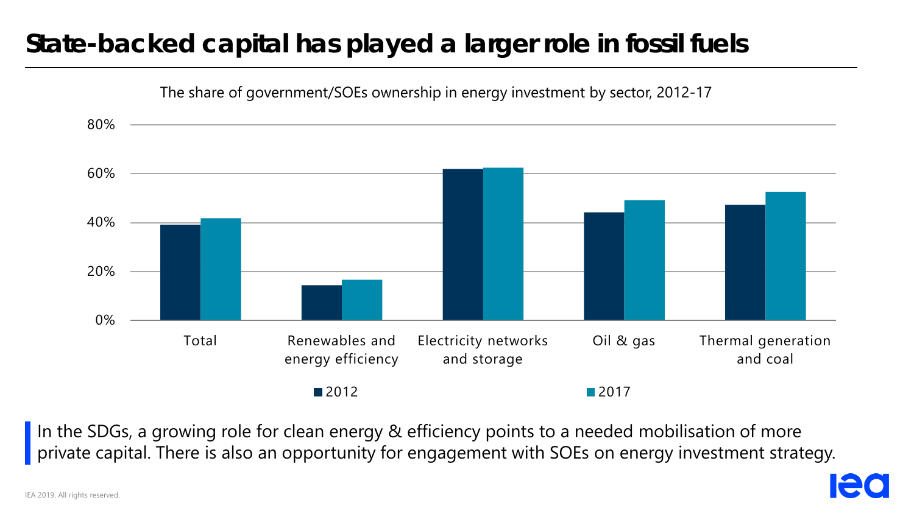# State-backed capital has played a larger role in fossil fuels

The share of government/SOEs ownership in energy investment by sector, 2012-17

80%
60%
40%
20%
0%

Total
Renewables and energy efficiency
Electricity networks and storage
Oil & gas
Thermal generation and coal

2012
2017

In the SDGs, a growing role for clean energy & efficiency points to a needed mobilisation of more private capital. There is also an opportunity for engagement with SOEs on energy investment strategy.

IEA 2019. All rights reserved.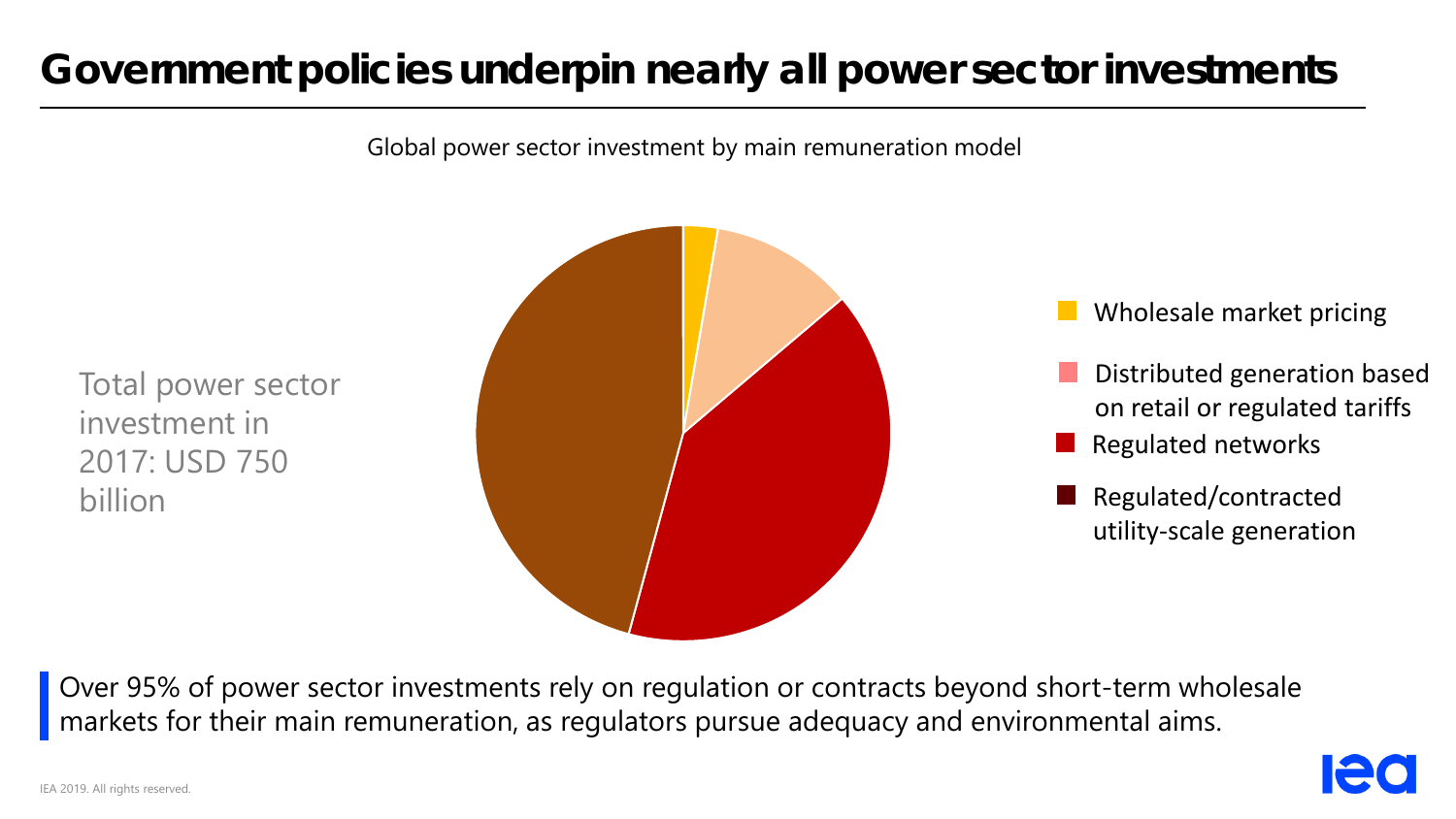# Government policies underpin nearly all power sector investments

Global power sector investment by main remuneration model

Total power sector investment in 2017: USD 750 billion

Wholesale market pricing

Distributed generation based on retail or regulated tariffs

Regulated networks

Regulated/contracted utility-scale generation

Over 95% of power sector investments rely on regulation or contracts beyond short-term wholesale markets for their main remuneration, as regulators pursue adequacy and environmental aims.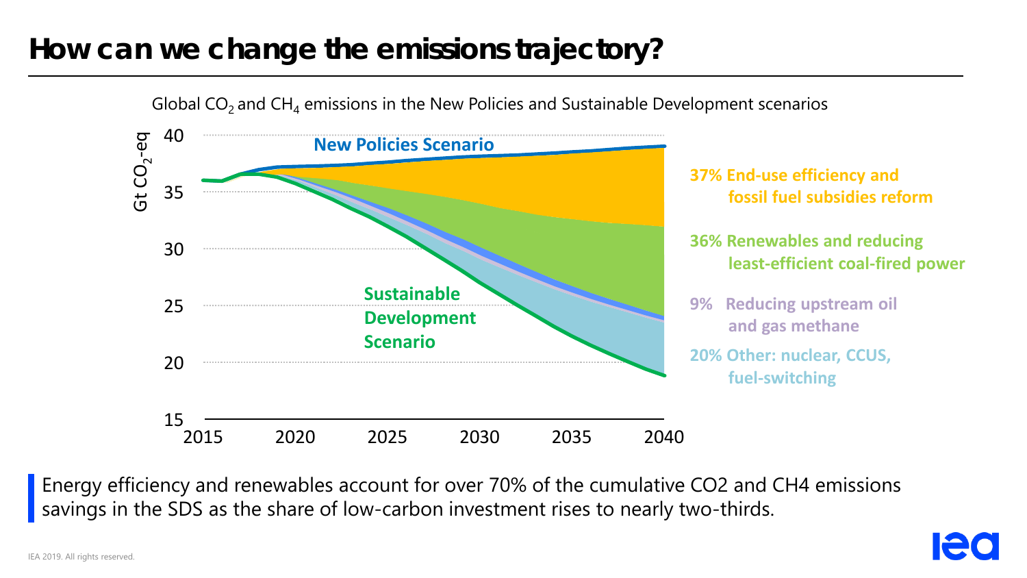# How can we change the emissions trajectory?

Global $CO_2$ and $CH_4$ emissions in the New Policies and Sustainable Development scenarios

Gt $CO_2$-eq

40
35
30
25
20
15

2015
2020
2025
2030
2035
2040

New Policies Scenario

Sustainable Development Scenario

37% End-use efficiency and fossil fuel subsidies reform

36% Renewables and reducing least-efficient coal-fired power

9% Reducing upstream oil and gas methane

20% Other: nuclear, CCUS, fuel-switching

Energy efficiency and renewables account for over 70% of the cumulative CO2 and CH4 emissions savings in the SDS as the share of low-carbon investment rises to nearly two-thirds.

IEA 2019. All rights reserved.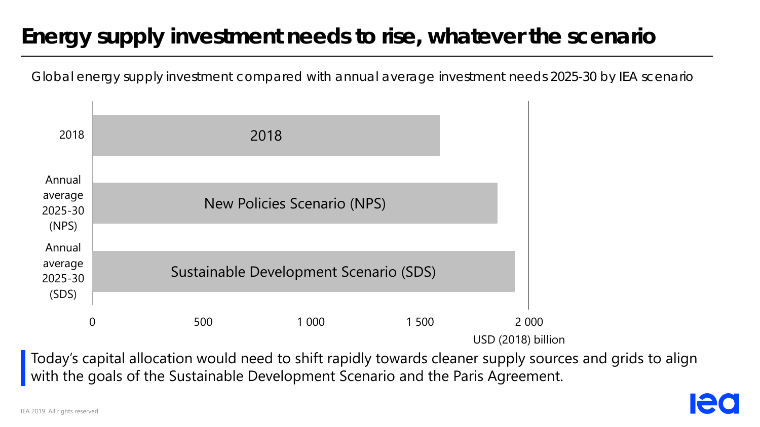# Energy supply investment needs to rise, whatever the scenario

Global energy supply investment compared with annual average investment needs 2025-30 by IEA scenario

2018

Annual average 2025-30 (NPS)

Annual average 2025-30 (SDS)

2018

New Policies Scenario (NPS)

Sustainable Development Scenario (SDS)

0

500

1 000

1 500

2 000

USD (2018) billion

Today's capital allocation would need to shift rapidly towards cleaner supply sources and grids to align with the goals of the Sustainable Development Scenario and the Paris Agreement.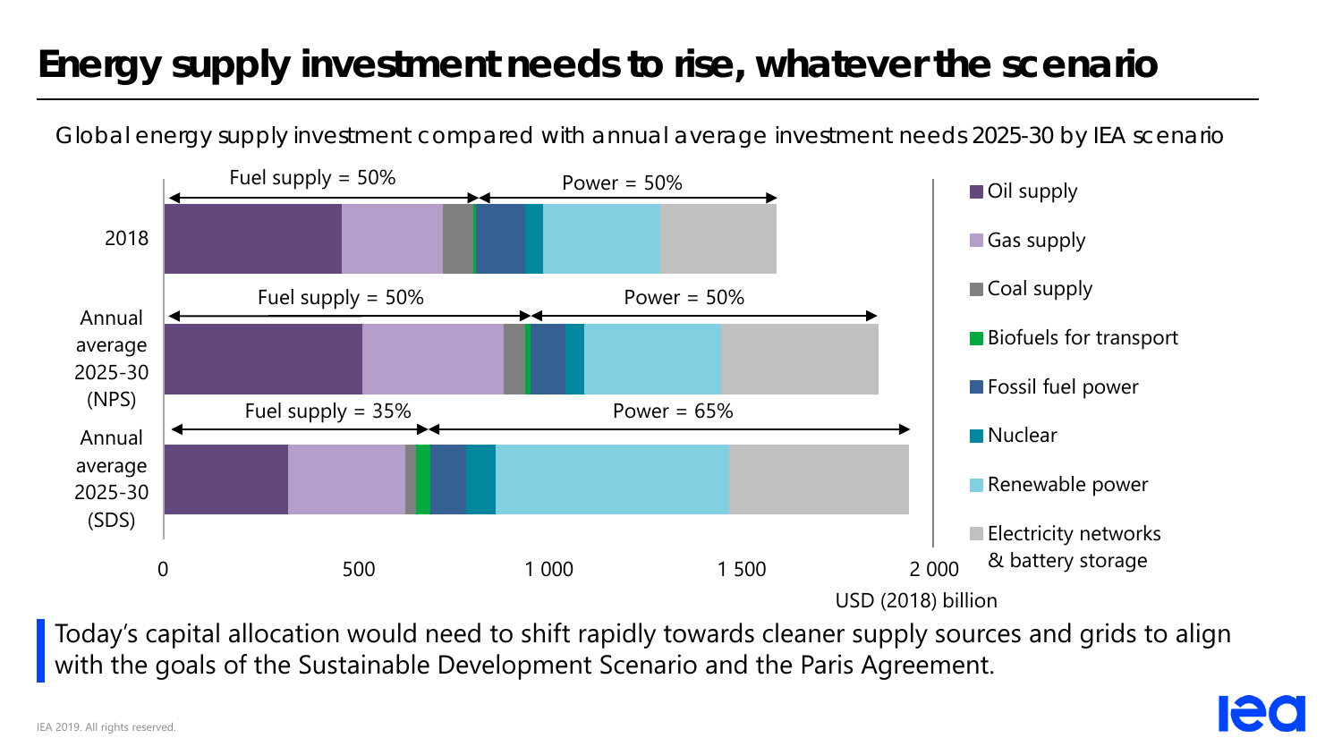# Energy supply investment needs to rise, whatever the scenario

Global energy supply investment compared with annual average investment needs 2025-30 by IEA scenario

2018
Fuel supply = 50%
Power = 50%

Annual average 2025-30 (NPS)
Fuel supply = 50%
Power = 50%

Annual average 2025-30 (SDS)
Fuel supply = 35%
Power = 65%

0
500
1 000
1 500
2 000
USD (2018) billion

Oil supply
Gas supply
Coal supply
Biofuels for transport
Fossil fuel power
Nuclear
Renewable power
Electricity networks & battery storage

Today's capital allocation would need to shift rapidly towards cleaner supply sources and grids to align with the goals of the Sustainable Development Scenario and the Paris Agreement.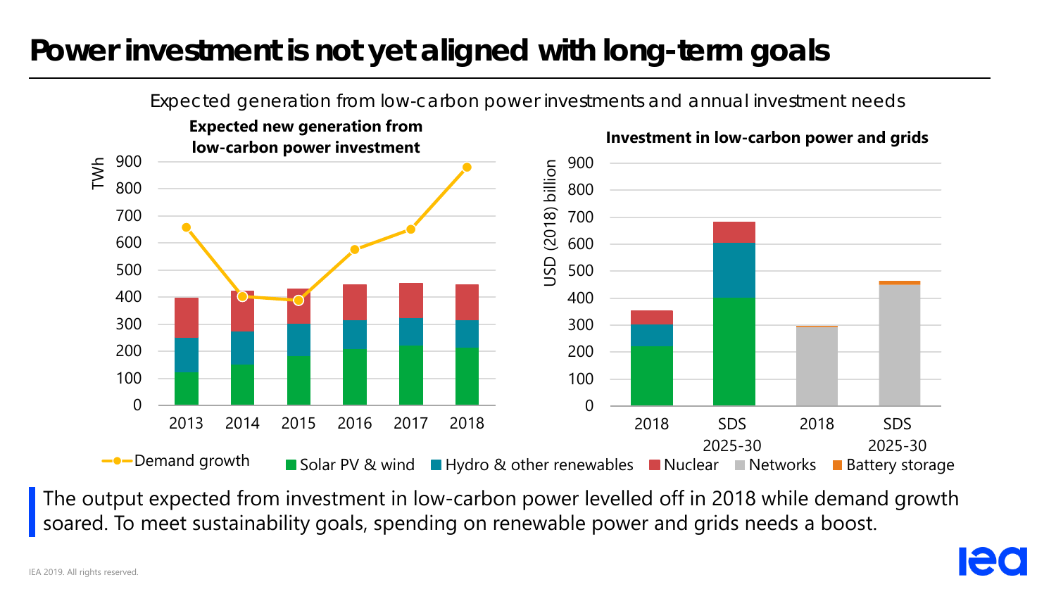# Power investment is not yet aligned with long-term goals

Expected generation from low-carbon power investments and annual investment needs

**Expected new generation from low-carbon power investment**

**Investment in low-carbon power and grids**

The output expected from investment in low-carbon power levelled off in 2018 while demand growth soared. To meet sustainability goals, spending on renewable power and grids needs a boost.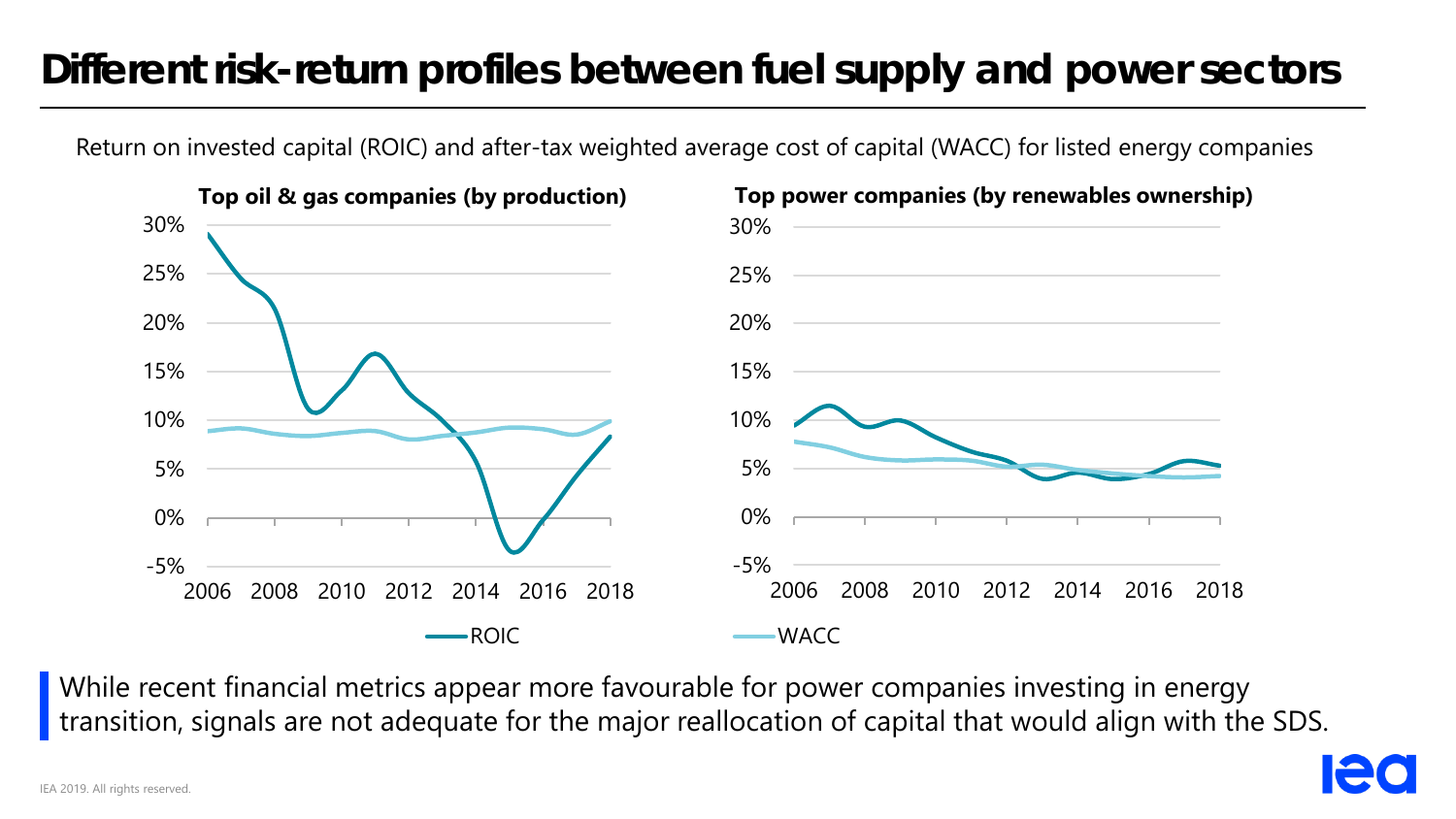# Different risk-return profiles between fuel supply and power sectors

Return on invested capital (ROIC) and after-tax weighted average cost of capital (WACC) for listed energy companies

**Top oil & gas companies (by production)**

30%
25%
20%
15%
10%
5%
0%
-5%

2006 2008 2010 2012 2014 2016 2018

**Top power companies (by renewables ownership)**

30%
25%
20%
15%
10%
5%
0%
-5%

2006 2008 2010 2012 2014 2016 2018

ROIC WACC

While recent financial metrics appear more favourable for power companies investing in energy transition, signals are not adequate for the major reallocation of capital that would align with the SDS.

IEA 2019. All rights reserved.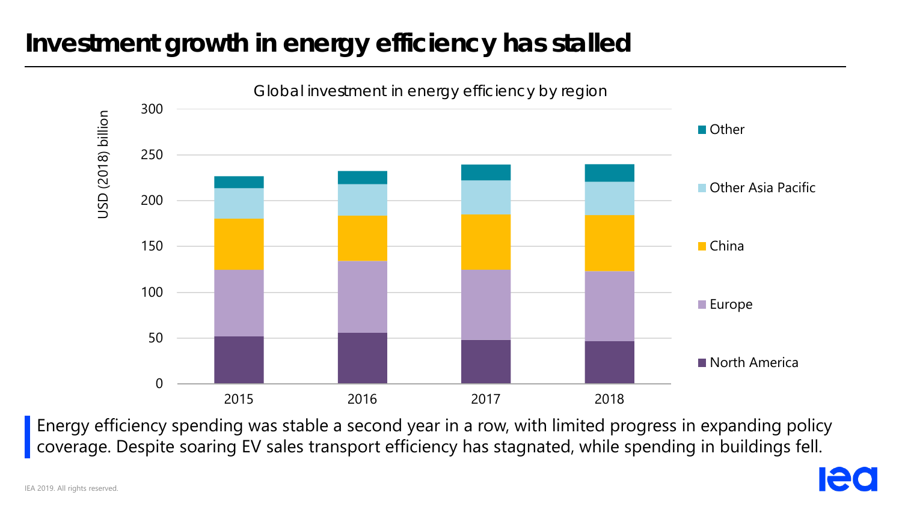# Investment growth in energy efficiency has stalled

Global investment in energy efficiency by region

USD (2018) billion

300
250
200
150
100
50
0

2015
2016
2017
2018

Other
Other Asia Pacific
China
Europe
North America

Energy efficiency spending was stable a second year in a row, with limited progress in expanding policy coverage. Despite soaring EV sales transport efficiency has stagnated, while spending in buildings fell.

IEA 2019. All rights reserved.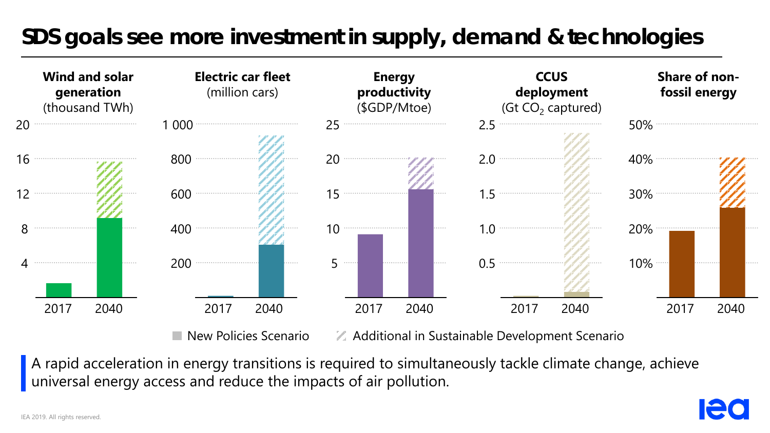# SDS goals see more investment in supply, demand & technologies

**Wind and solar generation** (thousand TWh)

**Electric car fleet** (million cars)

**Energy productivity** ($GDP/Mtoe)

**CCUS deployment** (Gt $CO_2$ captured)

**Share of non-fossil energy**

New Policies Scenario | Additional in Sustainable Development Scenario

A rapid acceleration in energy transitions is required to simultaneously tackle climate change, achieve universal energy access and reduce the impacts of air pollution.

IEA 2019. All rights reserved.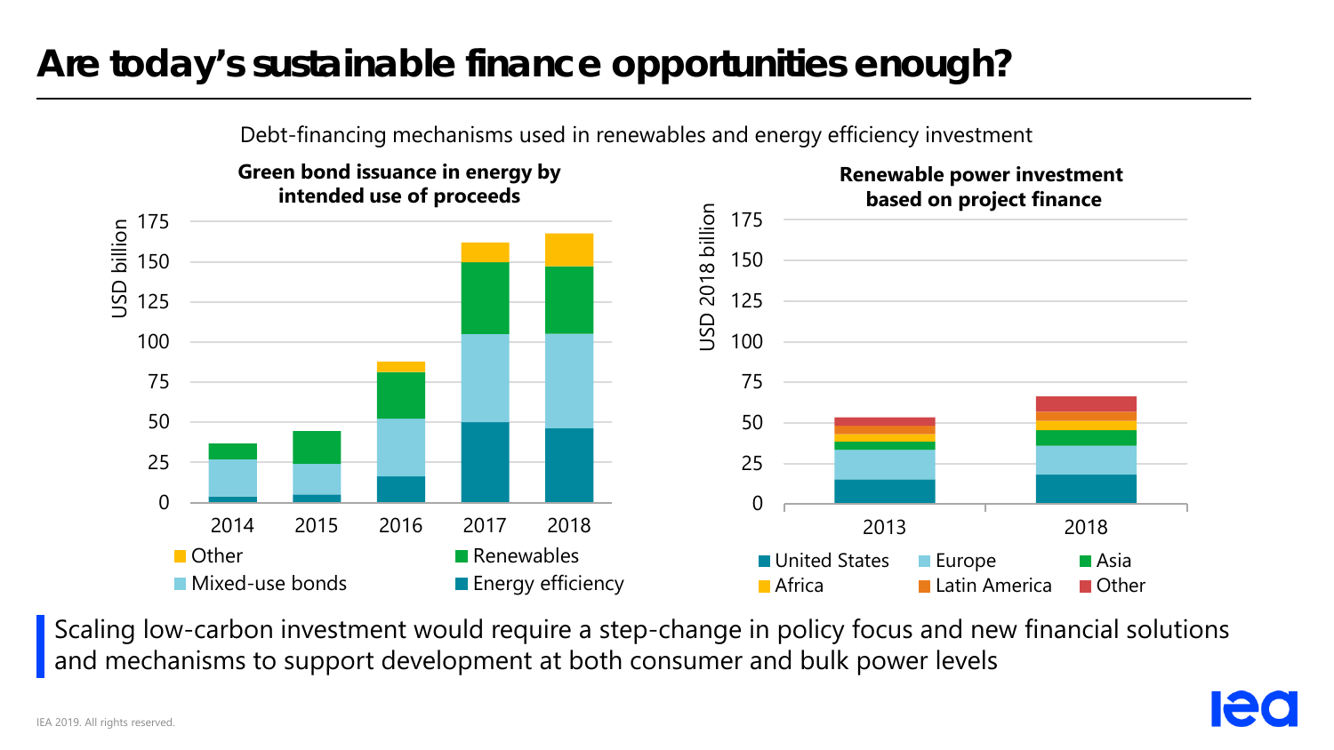# Are today's sustainable finance opportunities enough?

Debt-financing mechanisms used in renewables and energy efficiency investment

**Green bond issuance in energy by intended use of proceeds**

USD billion

175
150
125
100
75
50
25
0

2014
2015
2016
2017
2018

Other
Renewables
Mixed-use bonds
Energy efficiency

**Renewable power investment based on project finance**

USD 2018 billion

175
150
125
100
75
50
25
0

2013
2018

United States
Europe
Asia
Africa
Latin America
Other

Scaling low-carbon investment would require a step-change in policy focus and new financial solutions and mechanisms to support development at both consumer and bulk power levels

IEA 2019. All rights reserved.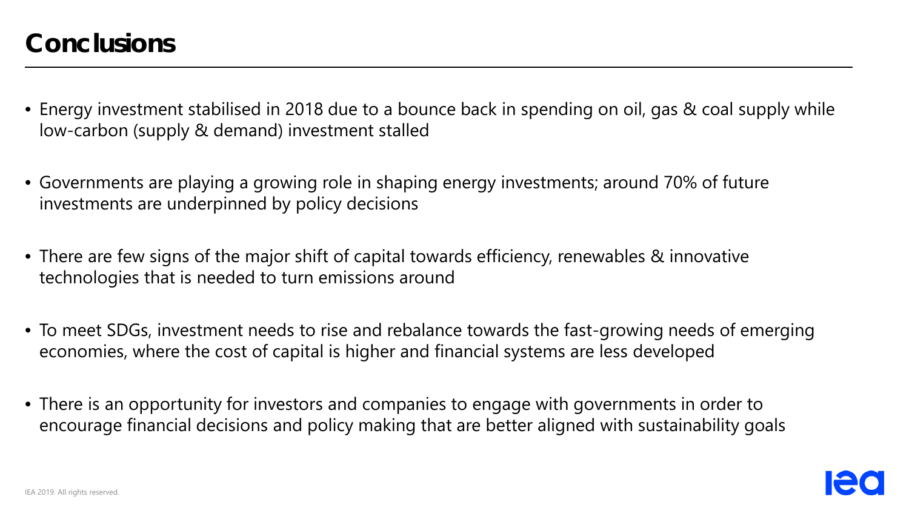# Conclusions

- Energy investment stabilised in 2018 due to a bounce back in spending on oil, gas & coal supply while low-carbon (supply & demand) investment stalled
- Governments are playing a growing role in shaping energy investments; around 70% of future investments are underpinned by policy decisions
- There are few signs of the major shift of capital towards efficiency, renewables & innovative technologies that is needed to turn emissions around
- To meet SDGs, investment needs to rise and rebalance towards the fast-growing needs of emerging economies, where the cost of capital is higher and financial systems are less developed
- There is an opportunity for investors and companies to engage with governments in order to encourage financial decisions and policy making that are better aligned with sustainability goals